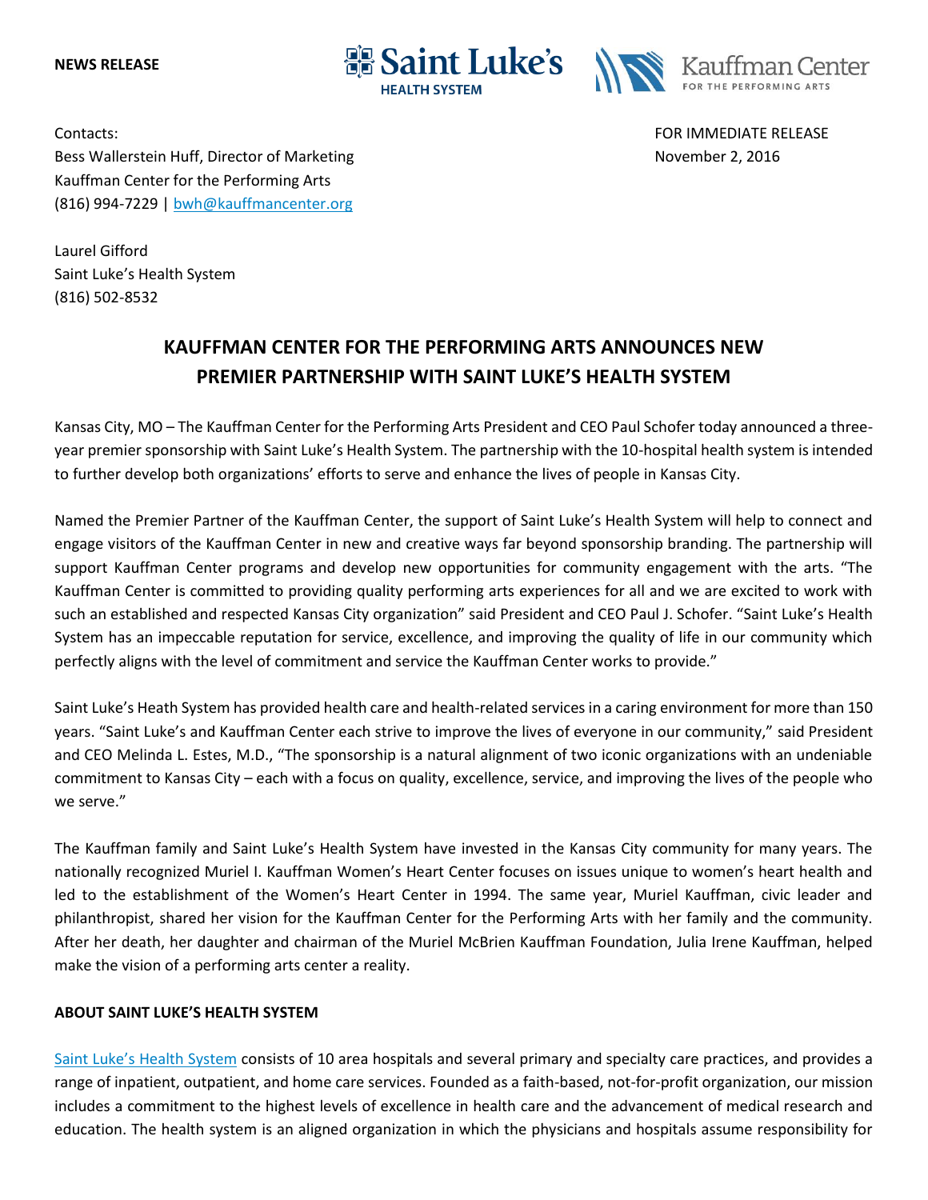**NEWS RELEASE**

Contacts:
Bess Wallerstein Huff, Director of Marketing
Kauffman Center for the Performing Arts
(816) 994-7229 | bwh@kauffmancenter.org

Laurel Gifford
Saint Luke's Health System
(816) 502-8532

FOR IMMEDIATE RELEASE
November 2, 2016

# KAUFFMAN CENTER FOR THE PERFORMING ARTS ANNOUNCES NEW PREMIER PARTNERSHIP WITH SAINT LUKE'S HEALTH SYSTEM

Kansas City, MO – The Kauffman Center for the Performing Arts President and CEO Paul Schofer today announced a three-year premier sponsorship with Saint Luke's Health System. The partnership with the 10-hospital health system is intended to further develop both organizations' efforts to serve and enhance the lives of people in Kansas City.

Named the Premier Partner of the Kauffman Center, the support of Saint Luke's Health System will help to connect and engage visitors of the Kauffman Center in new and creative ways far beyond sponsorship branding. The partnership will support Kauffman Center programs and develop new opportunities for community engagement with the arts. "The Kauffman Center is committed to providing quality performing arts experiences for all and we are excited to work with such an established and respected Kansas City organization" said President and CEO Paul J. Schofer. "Saint Luke's Health System has an impeccable reputation for service, excellence, and improving the quality of life in our community which perfectly aligns with the level of commitment and service the Kauffman Center works to provide."

Saint Luke's Heath System has provided health care and health-related services in a caring environment for more than 150 years. "Saint Luke's and Kauffman Center each strive to improve the lives of everyone in our community," said President and CEO Melinda L. Estes, M.D., "The sponsorship is a natural alignment of two iconic organizations with an undeniable commitment to Kansas City – each with a focus on quality, excellence, service, and improving the lives of the people who we serve."

The Kauffman family and Saint Luke's Health System have invested in the Kansas City community for many years. The nationally recognized Muriel I. Kauffman Women's Heart Center focuses on issues unique to women's heart health and led to the establishment of the Women's Heart Center in 1994. The same year, Muriel Kauffman, civic leader and philanthropist, shared her vision for the Kauffman Center for the Performing Arts with her family and the community. After her death, her daughter and chairman of the Muriel McBrien Kauffman Foundation, Julia Irene Kauffman, helped make the vision of a performing arts center a reality.

**ABOUT SAINT LUKE'S HEALTH SYSTEM**

Saint Luke's Health System consists of 10 area hospitals and several primary and specialty care practices, and provides a range of inpatient, outpatient, and home care services. Founded as a faith-based, not-for-profit organization, our mission includes a commitment to the highest levels of excellence in health care and the advancement of medical research and education. The health system is an aligned organization in which the physicians and hospitals assume responsibility for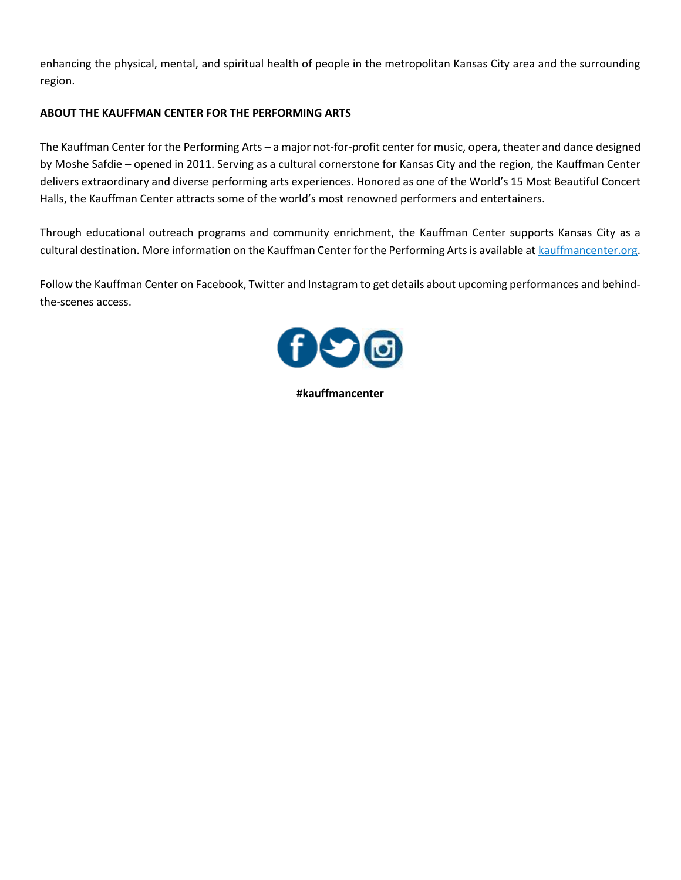enhancing the physical, mental, and spiritual health of people in the metropolitan Kansas City area and the surrounding region.

**ABOUT THE KAUFFMAN CENTER FOR THE PERFORMING ARTS**

The Kauffman Center for the Performing Arts – a major not-for-profit center for music, opera, theater and dance designed by Moshe Safdie – opened in 2011. Serving as a cultural cornerstone for Kansas City and the region, the Kauffman Center delivers extraordinary and diverse performing arts experiences. Honored as one of the World's 15 Most Beautiful Concert Halls, the Kauffman Center attracts some of the world's most renowned performers and entertainers.

Through educational outreach programs and community enrichment, the Kauffman Center supports Kansas City as a cultural destination. More information on the Kauffman Center for the Performing Arts is available at [kauffmancenter.org](kauffmancenter.org).

Follow the Kauffman Center on Facebook, Twitter and Instagram to get details about upcoming performances and behind-the-scenes access.

**#kauffmancenter**